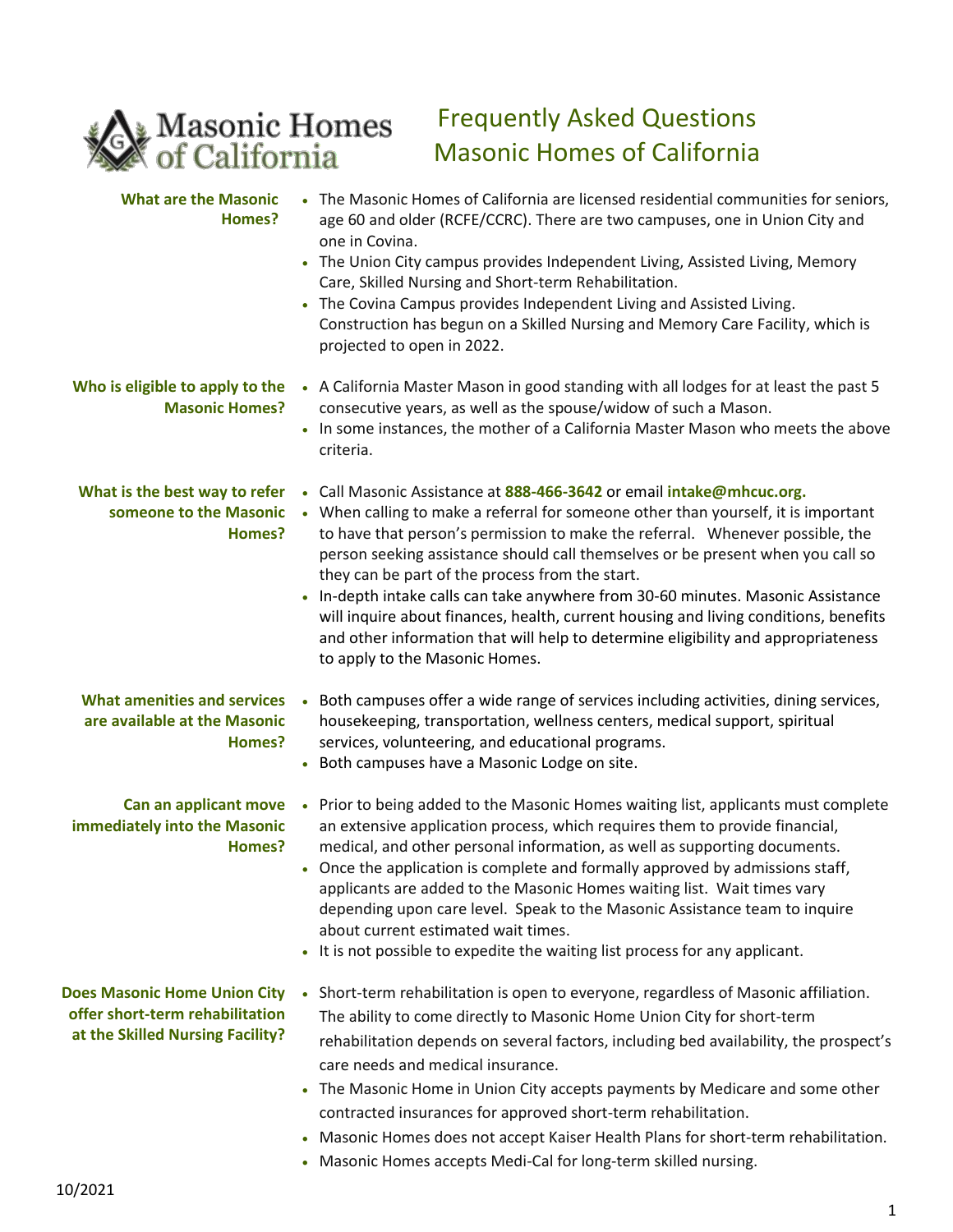# Frequently Asked Questions
# Masonic Homes of California

### What are the Masonic Homes?

- The Masonic Homes of California are licensed residential communities for seniors, age 60 and older (RCFE/CCRC). There are two campuses, one in Union City and one in Covina.
- The Union City campus provides Independent Living, Assisted Living, Memory Care, Skilled Nursing and Short-term Rehabilitation.
- The Covina Campus provides Independent Living and Assisted Living. Construction has begun on a Skilled Nursing and Memory Care Facility, which is projected to open in 2022.

### Who is eligible to apply to the Masonic Homes?

- A California Master Mason in good standing with all lodges for at least the past 5 consecutive years, as well as the spouse/widow of such a Mason.
- In some instances, the mother of a California Master Mason who meets the above criteria.

### What is the best way to refer someone to the Masonic Homes?

- Call Masonic Assistance at **888-466-3642** or email **intake@mhcuc.org.**
- When calling to make a referral for someone other than yourself, it is important to have that person's permission to make the referral. Whenever possible, the person seeking assistance should call themselves or be present when you call so they can be part of the process from the start.
- In-depth intake calls can take anywhere from 30-60 minutes. Masonic Assistance will inquire about finances, health, current housing and living conditions, benefits and other information that will help to determine eligibility and appropriateness to apply to the Masonic Homes.

### What amenities and services are available at the Masonic Homes?

- Both campuses offer a wide range of services including activities, dining services, housekeeping, transportation, wellness centers, medical support, spiritual services, volunteering, and educational programs.
- Both campuses have a Masonic Lodge on site.

### Can an applicant move immediately into the Masonic Homes?

- Prior to being added to the Masonic Homes waiting list, applicants must complete an extensive application process, which requires them to provide financial, medical, and other personal information, as well as supporting documents.
- Once the application is complete and formally approved by admissions staff, applicants are added to the Masonic Homes waiting list. Wait times vary depending upon care level. Speak to the Masonic Assistance team to inquire about current estimated wait times.
- It is not possible to expedite the waiting list process for any applicant.

### Does Masonic Home Union City offer short-term rehabilitation at the Skilled Nursing Facility?

- Short-term rehabilitation is open to everyone, regardless of Masonic affiliation. The ability to come directly to Masonic Home Union City for short-term rehabilitation depends on several factors, including bed availability, the prospect's care needs and medical insurance.
- The Masonic Home in Union City accepts payments by Medicare and some other contracted insurances for approved short-term rehabilitation.
- Masonic Homes does not accept Kaiser Health Plans for short-term rehabilitation.
- Masonic Homes accepts Medi-Cal for long-term skilled nursing.

10/2021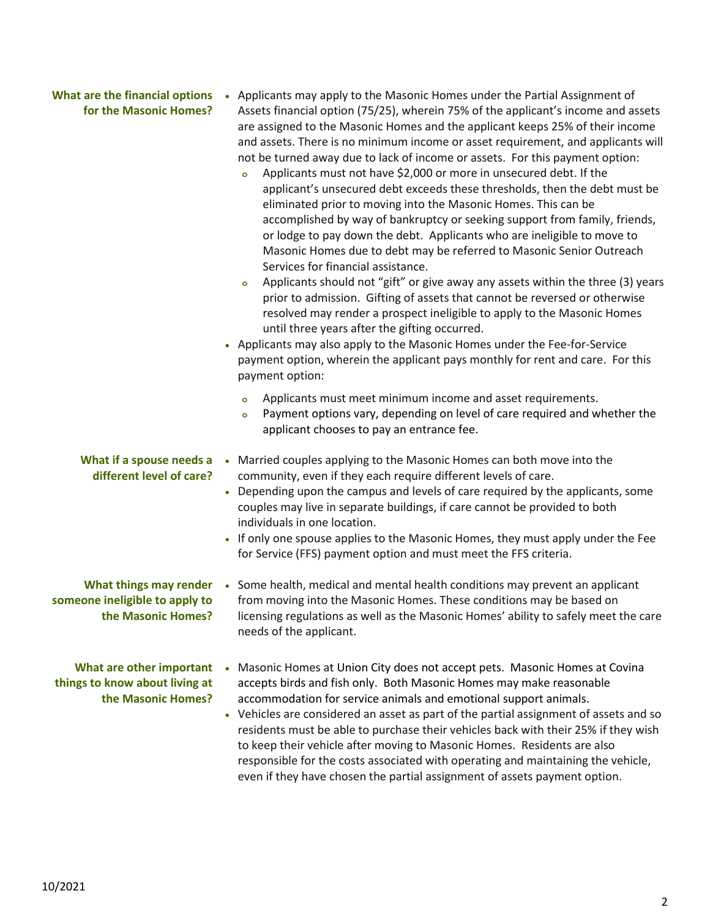### What are the financial options for the Masonic Homes?

- Applicants may apply to the Masonic Homes under the Partial Assignment of Assets financial option (75/25), wherein 75% of the applicant's income and assets are assigned to the Masonic Homes and the applicant keeps 25% of their income and assets. There is no minimum income or asset requirement, and applicants will not be turned away due to lack of income or assets. For this payment option:
  - Applicants must not have $2,000 or more in unsecured debt. If the applicant's unsecured debt exceeds these thresholds, then the debt must be eliminated prior to moving into the Masonic Homes. This can be accomplished by way of bankruptcy or seeking support from family, friends, or lodge to pay down the debt. Applicants who are ineligible to move to Masonic Homes due to debt may be referred to Masonic Senior Outreach Services for financial assistance.
  - Applicants should not "gift" or give away any assets within the three (3) years prior to admission. Gifting of assets that cannot be reversed or otherwise resolved may render a prospect ineligible to apply to the Masonic Homes until three years after the gifting occurred.
- Applicants may also apply to the Masonic Homes under the Fee-for-Service payment option, wherein the applicant pays monthly for rent and care. For this payment option:
  - Applicants must meet minimum income and asset requirements.
  - Payment options vary, depending on level of care required and whether the applicant chooses to pay an entrance fee.

### What if a spouse needs a different level of care?

- Married couples applying to the Masonic Homes can both move into the community, even if they each require different levels of care.
- Depending upon the campus and levels of care required by the applicants, some couples may live in separate buildings, if care cannot be provided to both individuals in one location.
- If only one spouse applies to the Masonic Homes, they must apply under the Fee for Service (FFS) payment option and must meet the FFS criteria.

### What things may render someone ineligible to apply to the Masonic Homes?

- Some health, medical and mental health conditions may prevent an applicant from moving into the Masonic Homes. These conditions may be based on licensing regulations as well as the Masonic Homes' ability to safely meet the care needs of the applicant.

### What are other important things to know about living at the Masonic Homes?

- Masonic Homes at Union City does not accept pets. Masonic Homes at Covina accepts birds and fish only. Both Masonic Homes may make reasonable accommodation for service animals and emotional support animals.
- Vehicles are considered an asset as part of the partial assignment of assets and so residents must be able to purchase their vehicles back with their 25% if they wish to keep their vehicle after moving to Masonic Homes. Residents are also responsible for the costs associated with operating and maintaining the vehicle, even if they have chosen the partial assignment of assets payment option.

10/2021